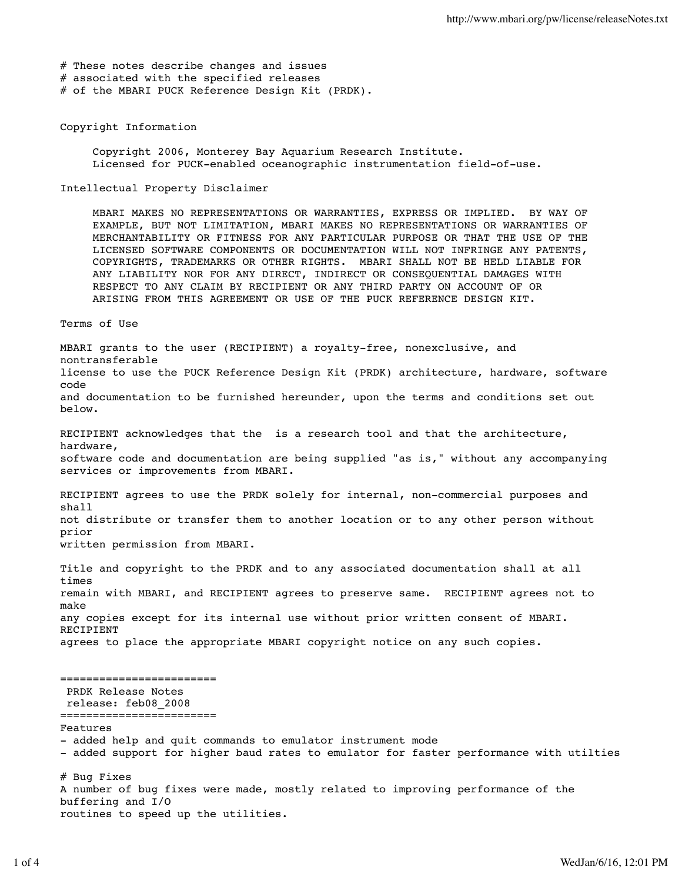# These notes describe changes and issues
# associated with the specified releases
# of the MBARI PUCK Reference Design Kit (PRDK).

Copyright Information

Copyright 2006, Monterey Bay Aquarium Research Institute.
Licensed for PUCK-enabled oceanographic instrumentation field-of-use.

Intellectual Property Disclaimer

MBARI MAKES NO REPRESENTATIONS OR WARRANTIES, EXPRESS OR IMPLIED. BY WAY OF EXAMPLE, BUT NOT LIMITATION, MBARI MAKES NO REPRESENTATIONS OR WARRANTIES OF MERCHANTABILITY OR FITNESS FOR ANY PARTICULAR PURPOSE OR THAT THE USE OF THE LICENSED SOFTWARE COMPONENTS OR DOCUMENTATION WILL NOT INFRINGE ANY PATENTS, COPYRIGHTS, TRADEMARKS OR OTHER RIGHTS. MBARI SHALL NOT BE HELD LIABLE FOR ANY LIABILITY NOR FOR ANY DIRECT, INDIRECT OR CONSEQUENTIAL DAMAGES WITH RESPECT TO ANY CLAIM BY RECIPIENT OR ANY THIRD PARTY ON ACCOUNT OF OR ARISING FROM THIS AGREEMENT OR USE OF THE PUCK REFERENCE DESIGN KIT.

Terms of Use

MBARI grants to the user (RECIPIENT) a royalty-free, nonexclusive, and nontransferable license to use the PUCK Reference Design Kit (PRDK) architecture, hardware, software code and documentation to be furnished hereunder, upon the terms and conditions set out below.

RECIPIENT acknowledges that the  is a research tool and that the architecture, hardware, software code and documentation are being supplied "as is," without any accompanying services or improvements from MBARI.

RECIPIENT agrees to use the PRDK solely for internal, non-commercial purposes and shall not distribute or transfer them to another location or to any other person without prior written permission from MBARI.

Title and copyright to the PRDK and to any associated documentation shall at all times remain with MBARI, and RECIPIENT agrees to preserve same. RECIPIENT agrees not to make any copies except for its internal use without prior written consent of MBARI. RECIPIENT agrees to place the appropriate MBARI copyright notice on any such copies.

```
========================
 PRDK Release Notes
 release: feb08_2008
========================
```

Features
- added help and quit commands to emulator instrument mode
- added support for higher baud rates to emulator for faster performance with utilties

# Bug Fixes
A number of bug fixes were made, mostly related to improving performance of the buffering and I/O routines to speed up the utilities.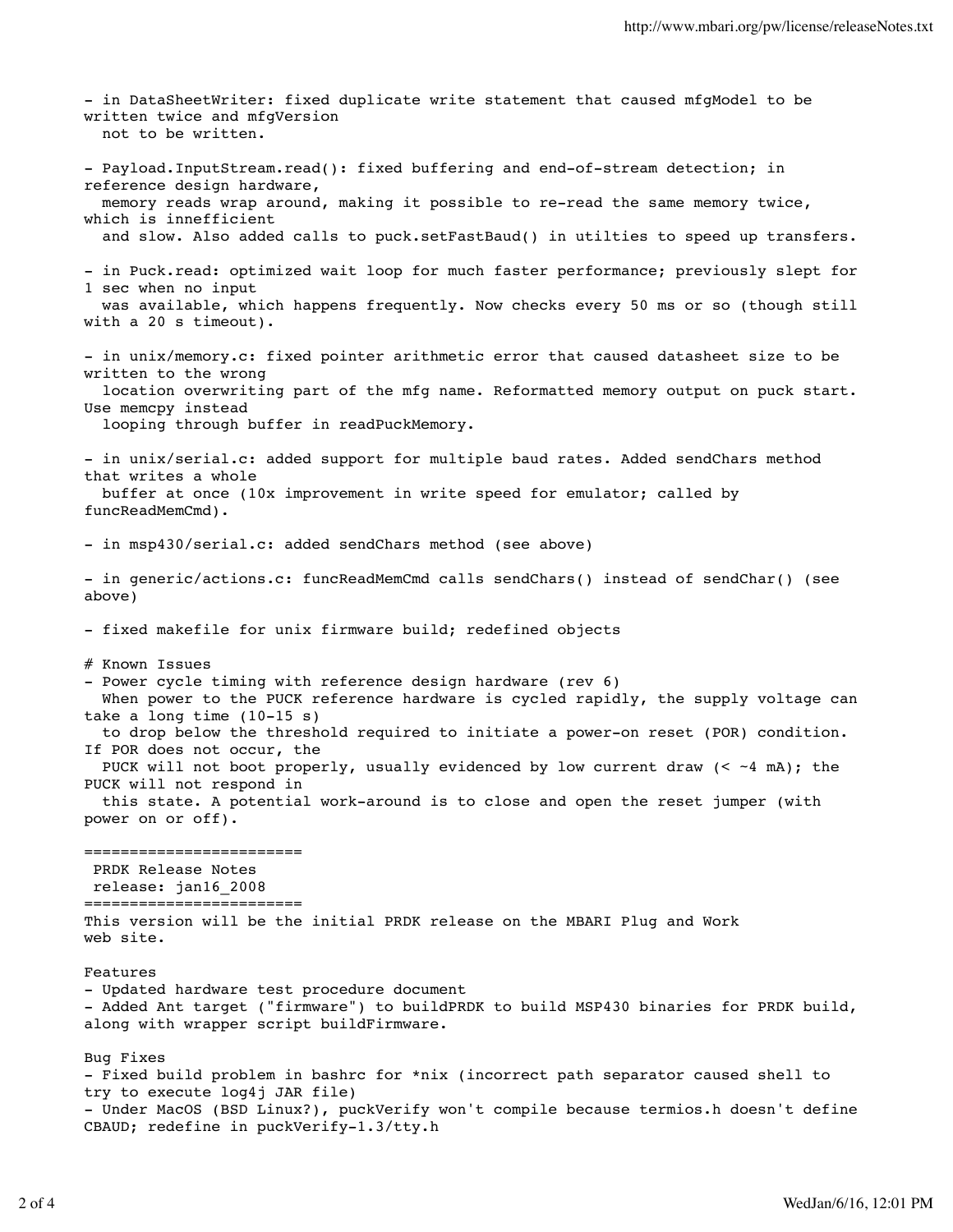- in DataSheetWriter: fixed duplicate write statement that caused mfgModel to be written twice and mfgVersion not to be written.

- Payload.InputStream.read(): fixed buffering and end-of-stream detection; in reference design hardware, memory reads wrap around, making it possible to re-read the same memory twice, which is innefficient and slow. Also added calls to puck.setFastBaud() in utilties to speed up transfers.

- in Puck.read: optimized wait loop for much faster performance; previously slept for 1 sec when no input was available, which happens frequently. Now checks every 50 ms or so (though still with a 20 s timeout).

- in unix/memory.c: fixed pointer arithmetic error that caused datasheet size to be written to the wrong location overwriting part of the mfg name. Reformatted memory output on puck start. Use memcpy instead looping through buffer in readPuckMemory.

- in unix/serial.c: added support for multiple baud rates. Added sendChars method that writes a whole buffer at once (10x improvement in write speed for emulator; called by funcReadMemCmd).

- in msp430/serial.c: added sendChars method (see above)

- in generic/actions.c: funcReadMemCmd calls sendChars() instead of sendChar() (see above)

- fixed makefile for unix firmware build; redefined objects

# Known Issues
- Power cycle timing with reference design hardware (rev 6)
  When power to the PUCK reference hardware is cycled rapidly, the supply voltage can take a long time (10-15 s) to drop below the threshold required to initiate a power-on reset (POR) condition. If POR does not occur, the PUCK will not boot properly, usually evidenced by low current draw (< ~4 mA); the PUCK will not respond in this state. A potential work-around is to close and open the reset jumper (with power on or off).

========================
 PRDK Release Notes
 release: jan16_2008
========================
This version will be the initial PRDK release on the MBARI Plug and Work web site.

Features
- Updated hardware test procedure document
- Added Ant target ("firmware") to buildPRDK to build MSP430 binaries for PRDK build, along with wrapper script buildFirmware.

Bug Fixes
- Fixed build problem in bashrc for *nix (incorrect path separator caused shell to try to execute log4j JAR file)
- Under MacOS (BSD Linux?), puckVerify won't compile because termios.h doesn't define CBAUD; redefine in puckVerify-1.3/tty.h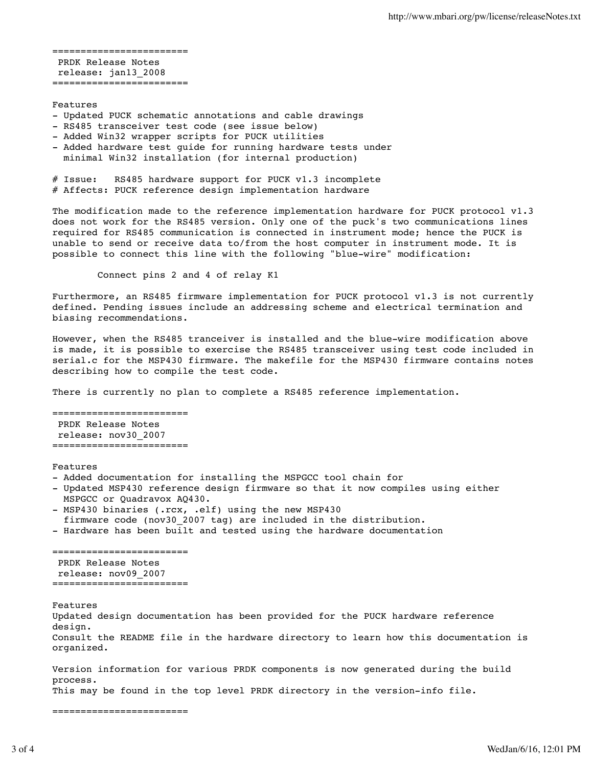========================
PRDK Release Notes
release: jan13_2008
========================

Features

- Updated PUCK schematic annotations and cable drawings
- RS485 transceiver test code (see issue below)
- Added Win32 wrapper scripts for PUCK utilities
- Added hardware test guide for running hardware tests under minimal Win32 installation (for internal production)

\# Issue: RS485 hardware support for PUCK v1.3 incomplete
\# Affects: PUCK reference design implementation hardware

The modification made to the reference implementation hardware for PUCK protocol v1.3 does not work for the RS485 version. Only one of the puck's two communications lines required for RS485 communication is connected in instrument mode; hence the PUCK is unable to send or receive data to/from the host computer in instrument mode. It is possible to connect this line with the following "blue-wire" modification:

Connect pins 2 and 4 of relay K1

Furthermore, an RS485 firmware implementation for PUCK protocol v1.3 is not currently defined. Pending issues include an addressing scheme and electrical termination and biasing recommendations.

However, when the RS485 tranceiver is installed and the blue-wire modification above is made, it is possible to exercise the RS485 transceiver using test code included in serial.c for the MSP430 firmware. The makefile for the MSP430 firmware contains notes describing how to compile the test code.

There is currently no plan to complete a RS485 reference implementation.

========================
PRDK Release Notes
release: nov30_2007
========================

Features

- Added documentation for installing the MSPGCC tool chain for
- Updated MSP430 reference design firmware so that it now compiles using either MSPGCC or Quadravox AQ430.
- MSP430 binaries (.rcx, .elf) using the new MSP430 firmware code (nov30_2007 tag) are included in the distribution.
- Hardware has been built and tested using the hardware documentation

========================
PRDK Release Notes
release: nov09_2007
========================

Features

Updated design documentation has been provided for the PUCK hardware reference design.
Consult the README file in the hardware directory to learn how this documentation is organized.

Version information for various PRDK components is now generated during the build process.
This may be found in the top level PRDK directory in the version-info file.

========================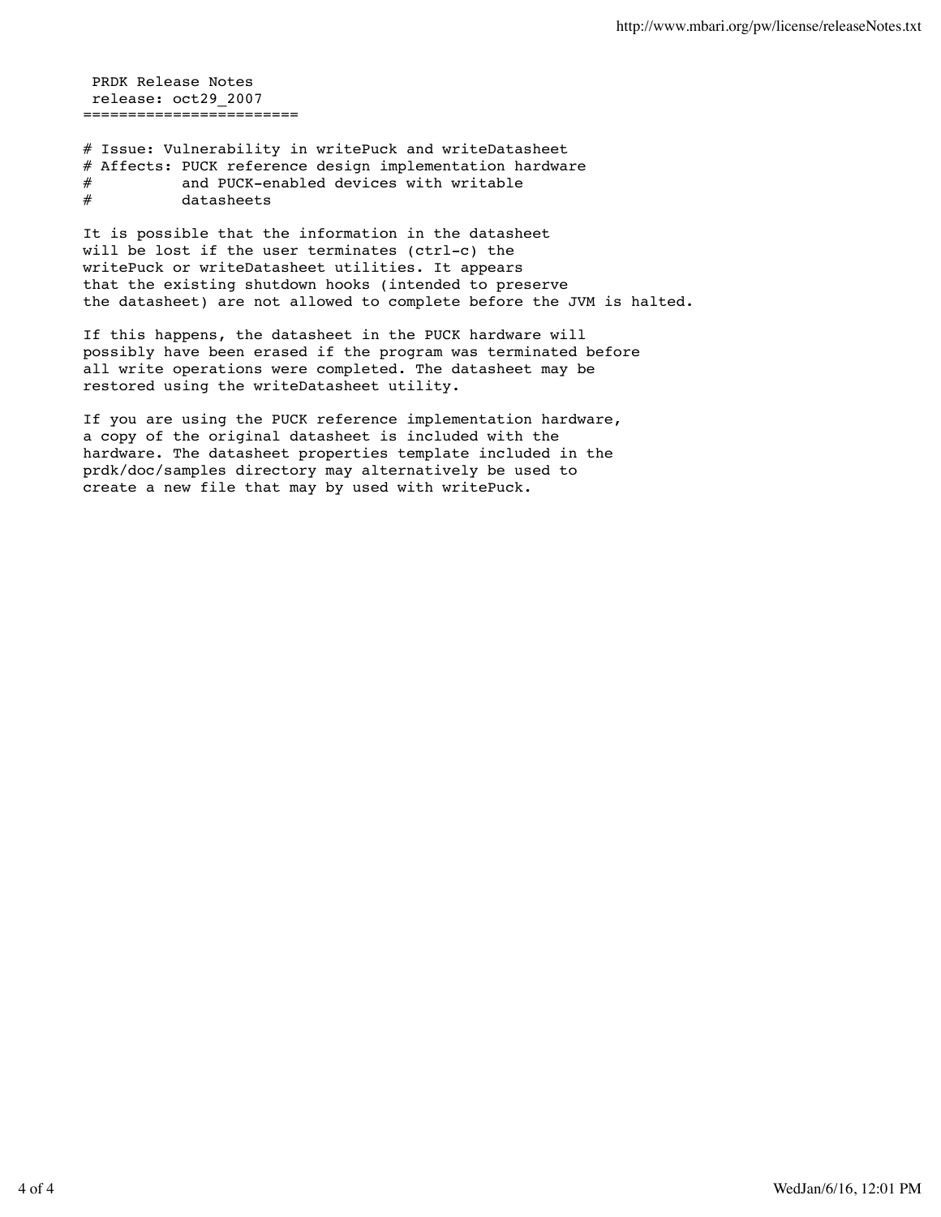```
 PRDK Release Notes
 release: oct29_2007
========================

# Issue: Vulnerability in writePuck and writeDatasheet
# Affects: PUCK reference design implementation hardware
#          and PUCK-enabled devices with writable
#          datasheets

It is possible that the information in the datasheet
will be lost if the user terminates (ctrl-c) the
writePuck or writeDatasheet utilities. It appears
that the existing shutdown hooks (intended to preserve
the datasheet) are not allowed to complete before the JVM is halted.

If this happens, the datasheet in the PUCK hardware will
possibly have been erased if the program was terminated before
all write operations were completed. The datasheet may be
restored using the writeDatasheet utility.

If you are using the PUCK reference implementation hardware,
a copy of the original datasheet is included with the
hardware. The datasheet properties template included in the
prdk/doc/samples directory may alternatively be used to
create a new file that may by used with writePuck.
```